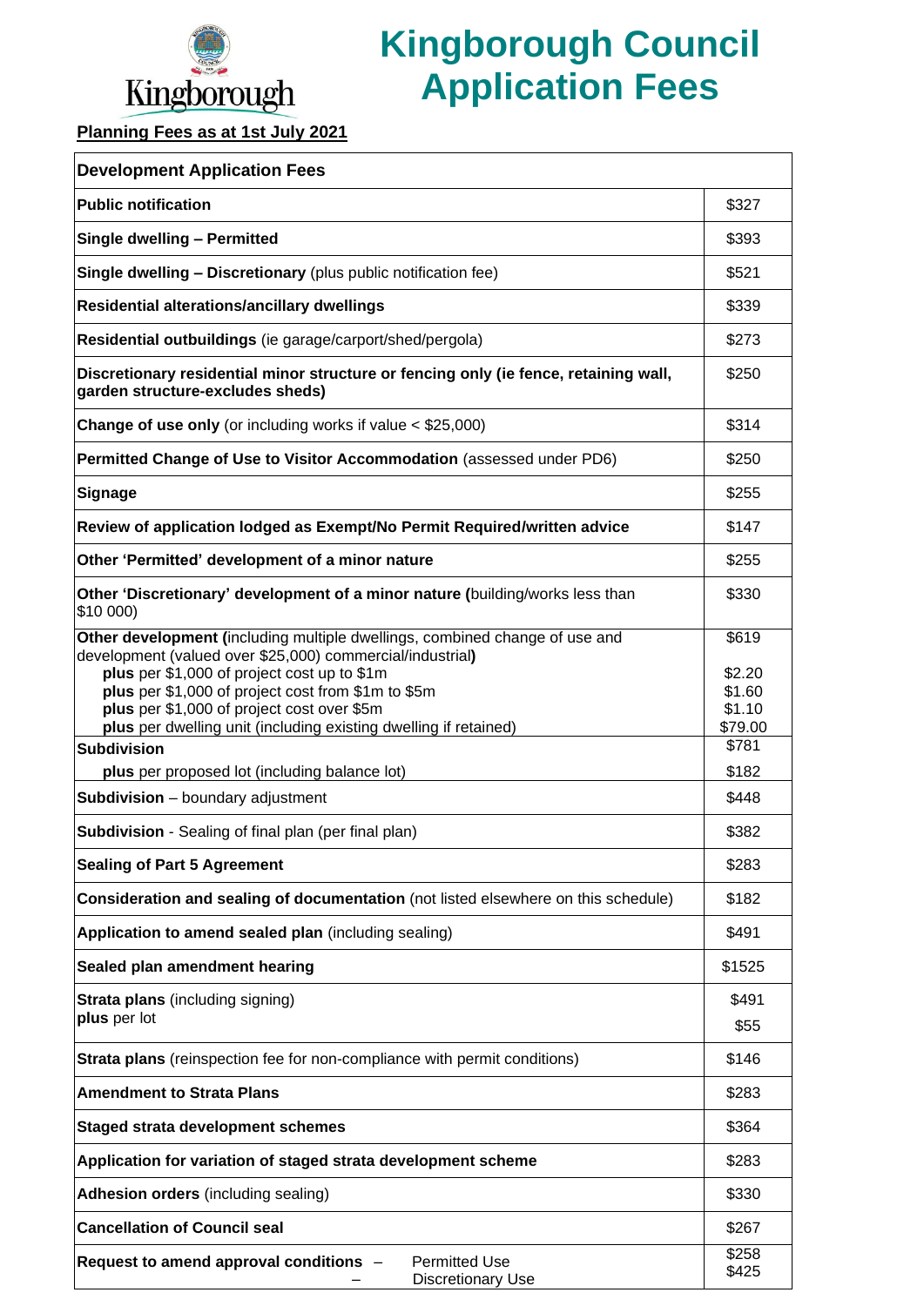Kingborough

# Kingborough Council Application Fees

**Planning Fees as at 1st July 2021**

| **Development Application Fees** | |
|---|---|
| **Public notification** | $327 |
| **Single dwelling – Permitted** | $393 |
| **Single dwelling – Discretionary** (plus public notification fee) | $521 |
| **Residential alterations/ancillary dwellings** | $339 |
| **Residential outbuildings** (ie garage/carport/shed/pergola) | $273 |
| **Discretionary residential minor structure or fencing only (ie fence, retaining wall, garden structure-excludes sheds)** | $250 |
| **Change of use only** (or including works if value < $25,000) | $314 |
| **Permitted Change of Use to Visitor Accommodation** (assessed under PD6) | $250 |
| **Signage** | $255 |
| **Review of application lodged as Exempt/No Permit Required/written advice** | $147 |
| **Other 'Permitted' development of a minor nature** | $255 |
| **Other 'Discretionary' development of a minor nature (**building/works less than $10 000) | $330 |
| **Other development (**including multiple dwellings, combined change of use and development (valued over $25,000) commercial/industrial**)** | $619 |
| **plus** per $1,000 of project cost up to $1m | $2.20 |
| **plus** per $1,000 of project cost from $1m to $5m | $1.60 |
| **plus** per $1,000 of project cost over $5m | $1.10 |
| **plus** per dwelling unit (including existing dwelling if retained) | $79.00 |
| **Subdivision** | $781 |
| **plus** per proposed lot (including balance lot) | $182 |
| **Subdivision** – boundary adjustment | $448 |
| **Subdivision** - Sealing of final plan (per final plan) | $382 |
| **Sealing of Part 5 Agreement** | $283 |
| **Consideration and sealing of documentation** (not listed elsewhere on this schedule) | $182 |
| **Application to amend sealed plan** (including sealing) | $491 |
| **Sealed plan amendment hearing** | $1525 |
| **Strata plans** (including signing) | $491 |
| **plus** per lot | $55 |
| **Strata plans** (reinspection fee for non-compliance with permit conditions) | $146 |
| **Amendment to Strata Plans** | $283 |
| **Staged strata development schemes** | $364 |
| **Application for variation of staged strata development scheme** | $283 |
| **Adhesion orders** (including sealing) | $330 |
| **Cancellation of Council seal** | $267 |
| **Request to amend approval conditions** – Permitted Use | $258 |
| – Discretionary Use | $425 |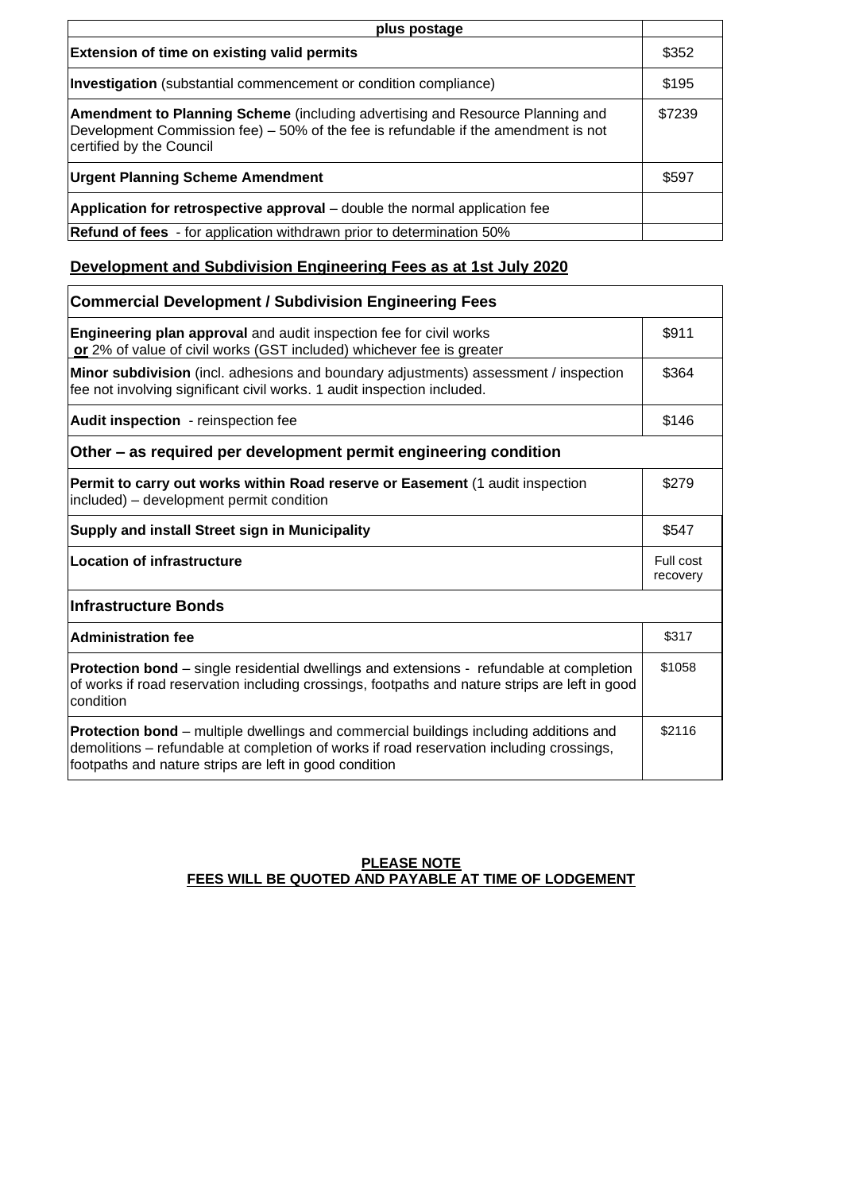| plus postage | |
|---|---|
| **Extension of time on existing valid permits** | $352 |
| **Investigation** (substantial commencement or condition compliance) | $195 |
| **Amendment to Planning Scheme** (including advertising and Resource Planning and Development Commission fee) – 50% of the fee is refundable if the amendment is not certified by the Council | $7239 |
| **Urgent Planning Scheme Amendment** | $597 |
| **Application for retrospective approval** – double the normal application fee | |
| **Refund of fees** - for application withdrawn prior to determination 50% | |

## Development and Subdivision Engineering Fees as at 1st July 2020

| Commercial Development / Subdivision Engineering Fees | |
|---|---|
| **Engineering plan approval** and audit inspection fee for civil works **or** 2% of value of civil works (GST included) whichever fee is greater | $911 |
| **Minor subdivision** (incl. adhesions and boundary adjustments) assessment / inspection fee not involving significant civil works. 1 audit inspection included. | $364 |
| **Audit inspection** - reinspection fee | $146 |
| **Other – as required per development permit engineering condition** | |
| **Permit to carry out works within Road reserve or Easement** (1 audit inspection included) – development permit condition | $279 |
| **Supply and install Street sign in Municipality** | $547 |
| **Location of infrastructure** | Full cost recovery |
| **Infrastructure Bonds** | |
| **Administration fee** | $317 |
| **Protection bond** – single residential dwellings and extensions - refundable at completion of works if road reservation including crossings, footpaths and nature strips are left in good condition | $1058 |
| **Protection bond** – multiple dwellings and commercial buildings including additions and demolitions – refundable at completion of works if road reservation including crossings, footpaths and nature strips are left in good condition | $2116 |

**PLEASE NOTE**
**FEES WILL BE QUOTED AND PAYABLE AT TIME OF LODGEMENT**